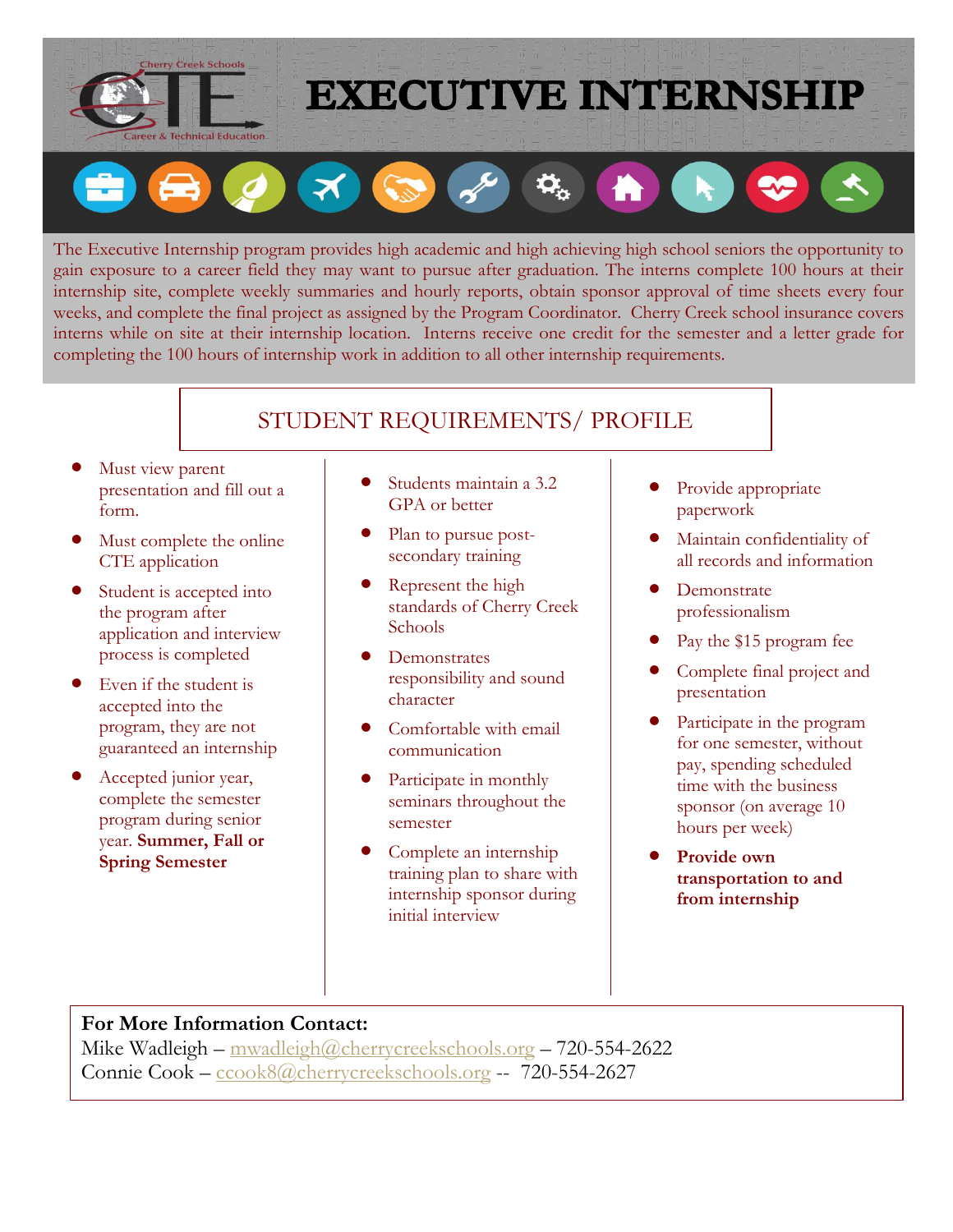Cherry Creek Schools
CTE
Career & Technical Education

# EXECUTIVE INTERNSHIP

The Executive Internship program provides high academic and high achieving high school seniors the opportunity to gain exposure to a career field they may want to pursue after graduation. The interns complete 100 hours at their internship site, complete weekly summaries and hourly reports, obtain sponsor approval of time sheets every four weeks, and complete the final project as assigned by the Program Coordinator. Cherry Creek school insurance covers interns while on site at their internship location. Interns receive one credit for the semester and a letter grade for completing the 100 hours of internship work in addition to all other internship requirements.

## STUDENT REQUIREMENTS/ PROFILE

- Must view parent presentation and fill out a form.
- Must complete the online CTE application
- Student is accepted into the program after application and interview process is completed
- Even if the student is accepted into the program, they are not guaranteed an internship
- Accepted junior year, complete the semester program during senior year. **Summer, Fall or Spring Semester**
- Students maintain a 3.2 GPA or better
- Plan to pursue post-secondary training
- Represent the high standards of Cherry Creek Schools
- Demonstrates responsibility and sound character
- Comfortable with email communication
- Participate in monthly seminars throughout the semester
- Complete an internship training plan to share with internship sponsor during initial interview
- Provide appropriate paperwork
- Maintain confidentiality of all records and information
- Demonstrate professionalism
- Pay the $15 program fee
- Complete final project and presentation
- Participate in the program for one semester, without pay, spending scheduled time with the business sponsor (on average 10 hours per week)
- **Provide own transportation to and from internship**

**For More Information Contact:**
Mike Wadleigh – mwadleigh@cherrycreekschools.org – 720-554-2622
Connie Cook – ccook8@cherrycreekschools.org -- 720-554-2627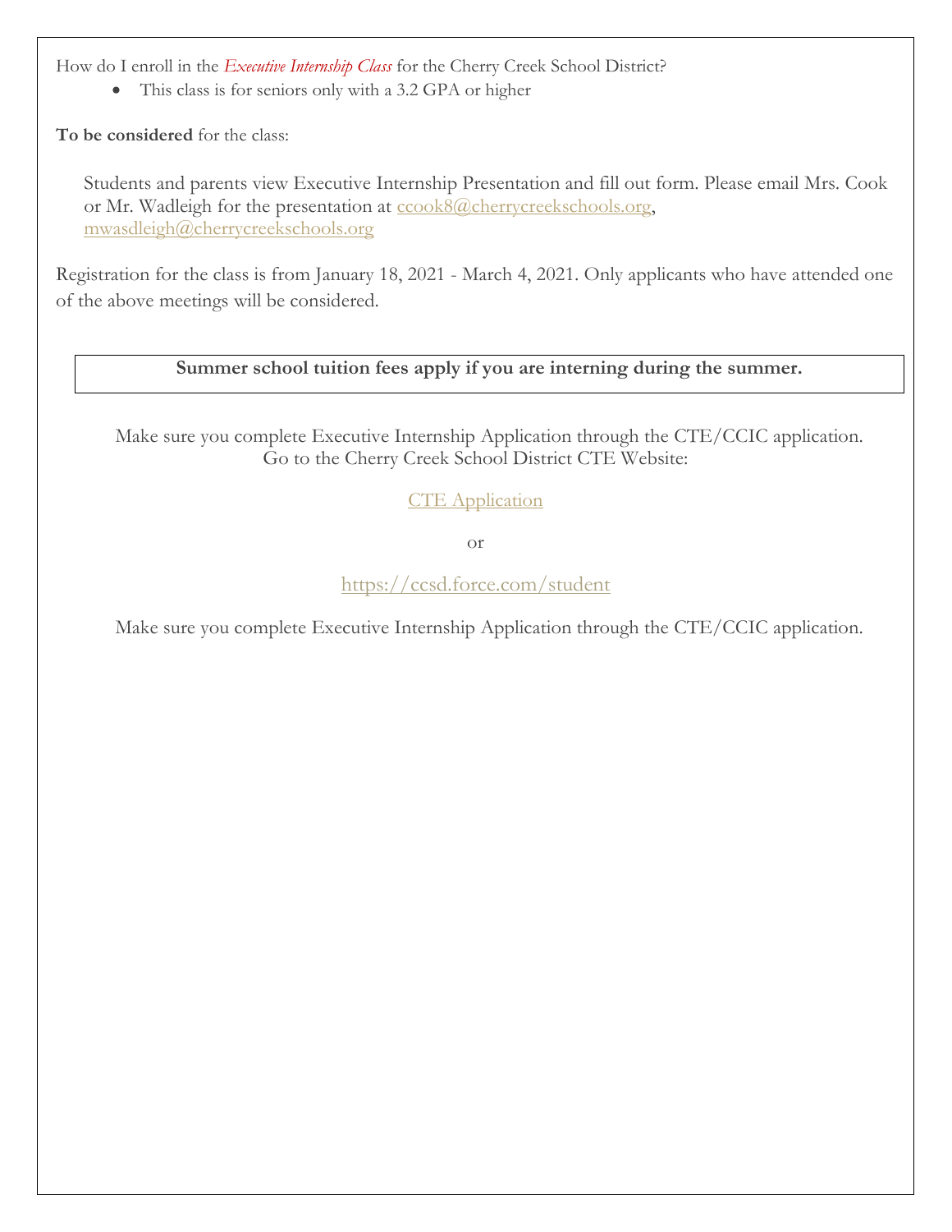How do I enroll in the *Executive Internship Class* for the Cherry Creek School District?

- This class is for seniors only with a 3.2 GPA or higher

**To be considered** for the class:

Students and parents view Executive Internship Presentation and fill out form. Please email Mrs. Cook or Mr. Wadleigh for the presentation at ccook8@cherrycreekschools.org, mwasdleigh@cherrycreekschools.org

Registration for the class is from January 18, 2021 - March 4, 2021. Only applicants who have attended one of the above meetings will be considered.

**Summer school tuition fees apply if you are interning during the summer.**

Make sure you complete Executive Internship Application through the CTE/CCIC application. Go to the Cherry Creek School District CTE Website:

CTE Application

or

https://ccsd.force.com/student

Make sure you complete Executive Internship Application through the CTE/CCIC application.